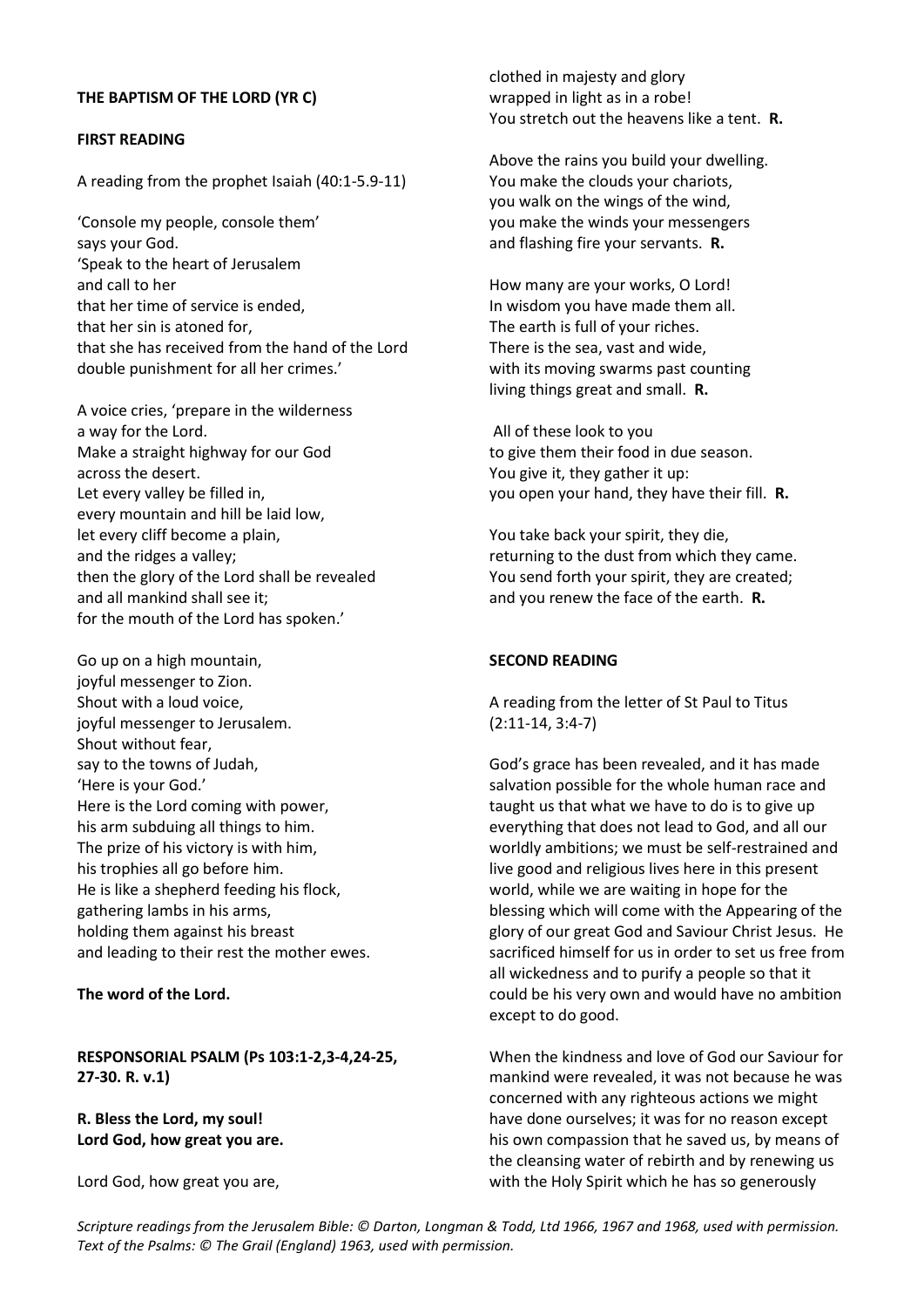**THE BAPTISM OF THE LORD (YR C)**

**FIRST READING**

A reading from the prophet Isaiah (40:1-5.9-11)

'Console my people, console them'
says your God.
'Speak to the heart of Jerusalem
and call to her
that her time of service is ended,
that her sin is atoned for,
that she has received from the hand of the Lord
double punishment for all her crimes.'

A voice cries, 'prepare in the wilderness
a way for the Lord.
Make a straight highway for our God
across the desert.
Let every valley be filled in,
every mountain and hill be laid low,
let every cliff become a plain,
and the ridges a valley;
then the glory of the Lord shall be revealed
and all mankind shall see it;
for the mouth of the Lord has spoken.'

Go up on a high mountain,
joyful messenger to Zion.
Shout with a loud voice,
joyful messenger to Jerusalem.
Shout without fear,
say to the towns of Judah,
'Here is your God.'
Here is the Lord coming with power,
his arm subduing all things to him.
The prize of his victory is with him,
his trophies all go before him.
He is like a shepherd feeding his flock,
gathering lambs in his arms,
holding them against his breast
and leading to their rest the mother ewes.

**The word of the Lord.**

**RESPONSORIAL PSALM (Ps 103:1-2,3-4,24-25, 27-30. R. v.1)**

**R. Bless the Lord, my soul!**
**Lord God, how great you are.**

Lord God, how great you are,
clothed in majesty and glory
wrapped in light as in a robe!
You stretch out the heavens like a tent. **R.**

Above the rains you build your dwelling.
You make the clouds your chariots,
you walk on the wings of the wind,
you make the winds your messengers
and flashing fire your servants. **R.**

How many are your works, O Lord!
In wisdom you have made them all.
The earth is full of your riches.
There is the sea, vast and wide,
with its moving swarms past counting
living things great and small. **R.**

All of these look to you
to give them their food in due season.
You give it, they gather it up:
you open your hand, they have their fill. **R.**

You take back your spirit, they die,
returning to the dust from which they came.
You send forth your spirit, they are created;
and you renew the face of the earth. **R.**

**SECOND READING**

A reading from the letter of St Paul to Titus (2:11-14, 3:4-7)

God's grace has been revealed, and it has made salvation possible for the whole human race and taught us that what we have to do is to give up everything that does not lead to God, and all our worldly ambitions; we must be self-restrained and live good and religious lives here in this present world, while we are waiting in hope for the blessing which will come with the Appearing of the glory of our great God and Saviour Christ Jesus. He sacrificed himself for us in order to set us free from all wickedness and to purify a people so that it could be his very own and would have no ambition except to do good.

When the kindness and love of God our Saviour for mankind were revealed, it was not because he was concerned with any righteous actions we might have done ourselves; it was for no reason except his own compassion that he saved us, by means of the cleansing water of rebirth and by renewing us with the Holy Spirit which he has so generously

*Scripture readings from the Jerusalem Bible: © Darton, Longman & Todd, Ltd 1966, 1967 and 1968, used with permission. Text of the Psalms: © The Grail (England) 1963, used with permission.*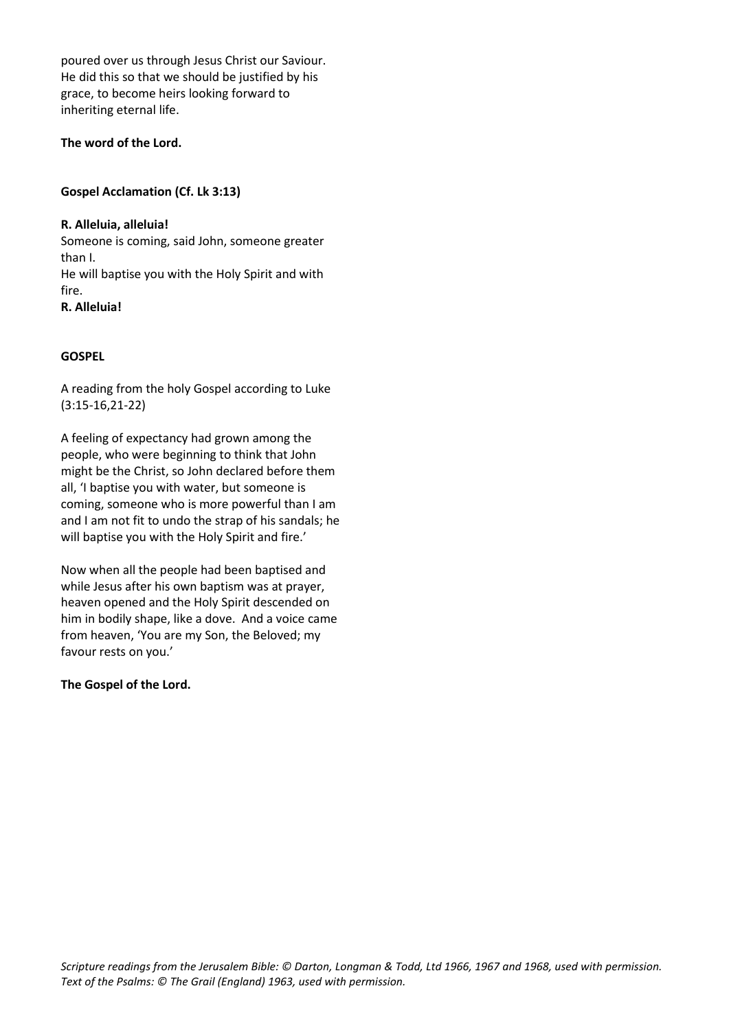poured over us through Jesus Christ our Saviour. He did this so that we should be justified by his grace, to become heirs looking forward to inheriting eternal life.

**The word of the Lord.**

**Gospel Acclamation (Cf. Lk 3:13)**

**R. Alleluia, alleluia!**
Someone is coming, said John, someone greater than I.
He will baptise you with the Holy Spirit and with fire.
**R. Alleluia!**

**GOSPEL**

A reading from the holy Gospel according to Luke (3:15-16,21-22)

A feeling of expectancy had grown among the people, who were beginning to think that John might be the Christ, so John declared before them all, 'I baptise you with water, but someone is coming, someone who is more powerful than I am and I am not fit to undo the strap of his sandals; he will baptise you with the Holy Spirit and fire.'

Now when all the people had been baptised and while Jesus after his own baptism was at prayer, heaven opened and the Holy Spirit descended on him in bodily shape, like a dove. And a voice came from heaven, 'You are my Son, the Beloved; my favour rests on you.'

**The Gospel of the Lord.**

*Scripture readings from the Jerusalem Bible: © Darton, Longman & Todd, Ltd 1966, 1967 and 1968, used with permission.*
*Text of the Psalms: © The Grail (England) 1963, used with permission.*